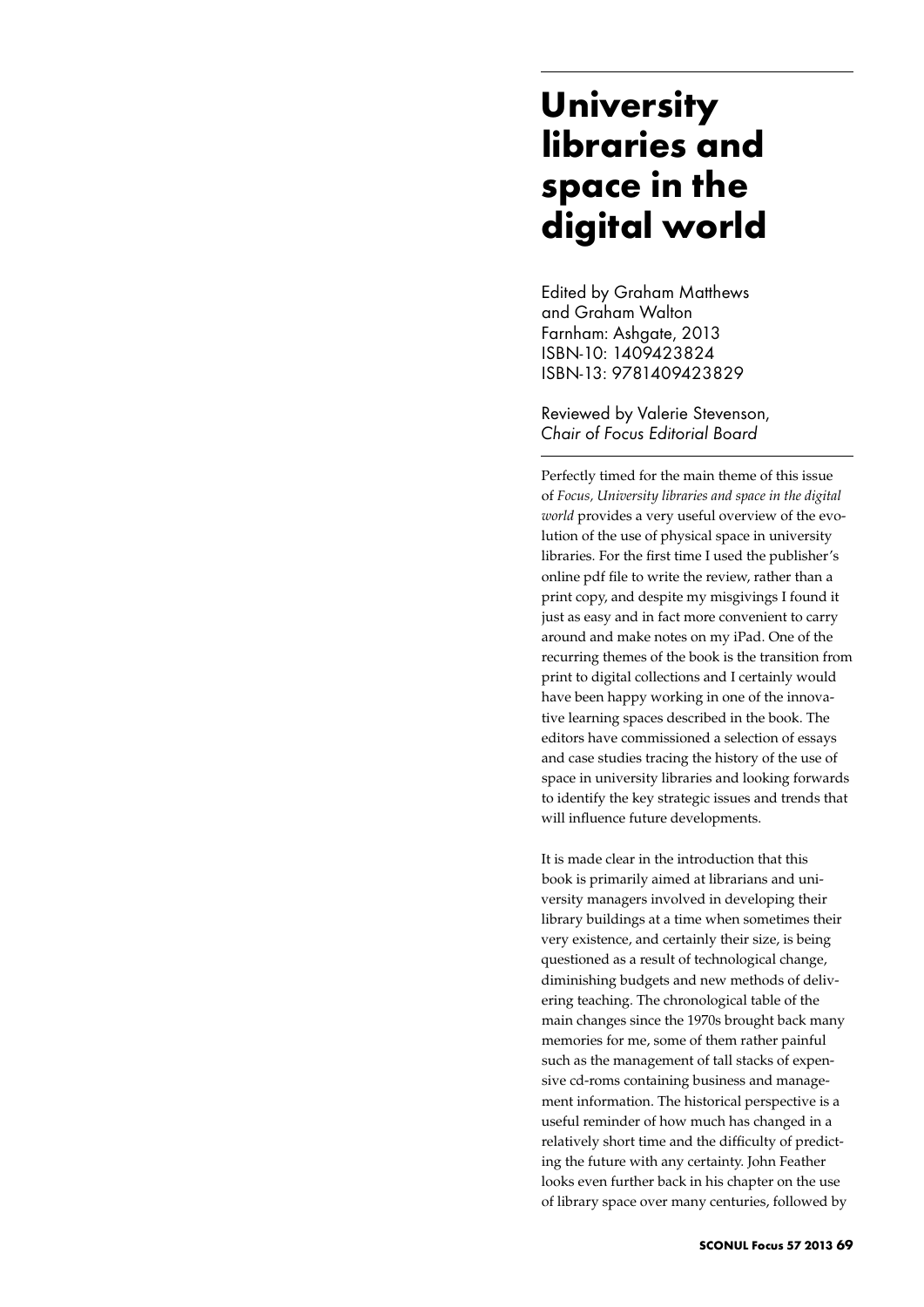# University libraries and space in the digital world

Edited by Graham Matthews and Graham Walton
Farnham: Ashgate, 2013
ISBN-10: 1409423824
ISBN-13: 9781409423829

Reviewed by Valerie Stevenson, *Chair of Focus Editorial Board*

Perfectly timed for the main theme of this issue of *Focus, University libraries and space in the digital world* provides a very useful overview of the evolution of the use of physical space in university libraries. For the first time I used the publisher's online pdf file to write the review, rather than a print copy, and despite my misgivings I found it just as easy and in fact more convenient to carry around and make notes on my iPad. One of the recurring themes of the book is the transition from print to digital collections and I certainly would have been happy working in one of the innovative learning spaces described in the book. The editors have commissioned a selection of essays and case studies tracing the history of the use of space in university libraries and looking forwards to identify the key strategic issues and trends that will influence future developments.

It is made clear in the introduction that this book is primarily aimed at librarians and university managers involved in developing their library buildings at a time when sometimes their very existence, and certainly their size, is being questioned as a result of technological change, diminishing budgets and new methods of delivering teaching. The chronological table of the main changes since the 1970s brought back many memories for me, some of them rather painful such as the management of tall stacks of expensive cd-roms containing business and management information. The historical perspective is a useful reminder of how much has changed in a relatively short time and the difficulty of predicting the future with any certainty. John Feather looks even further back in his chapter on the use of library space over many centuries, followed by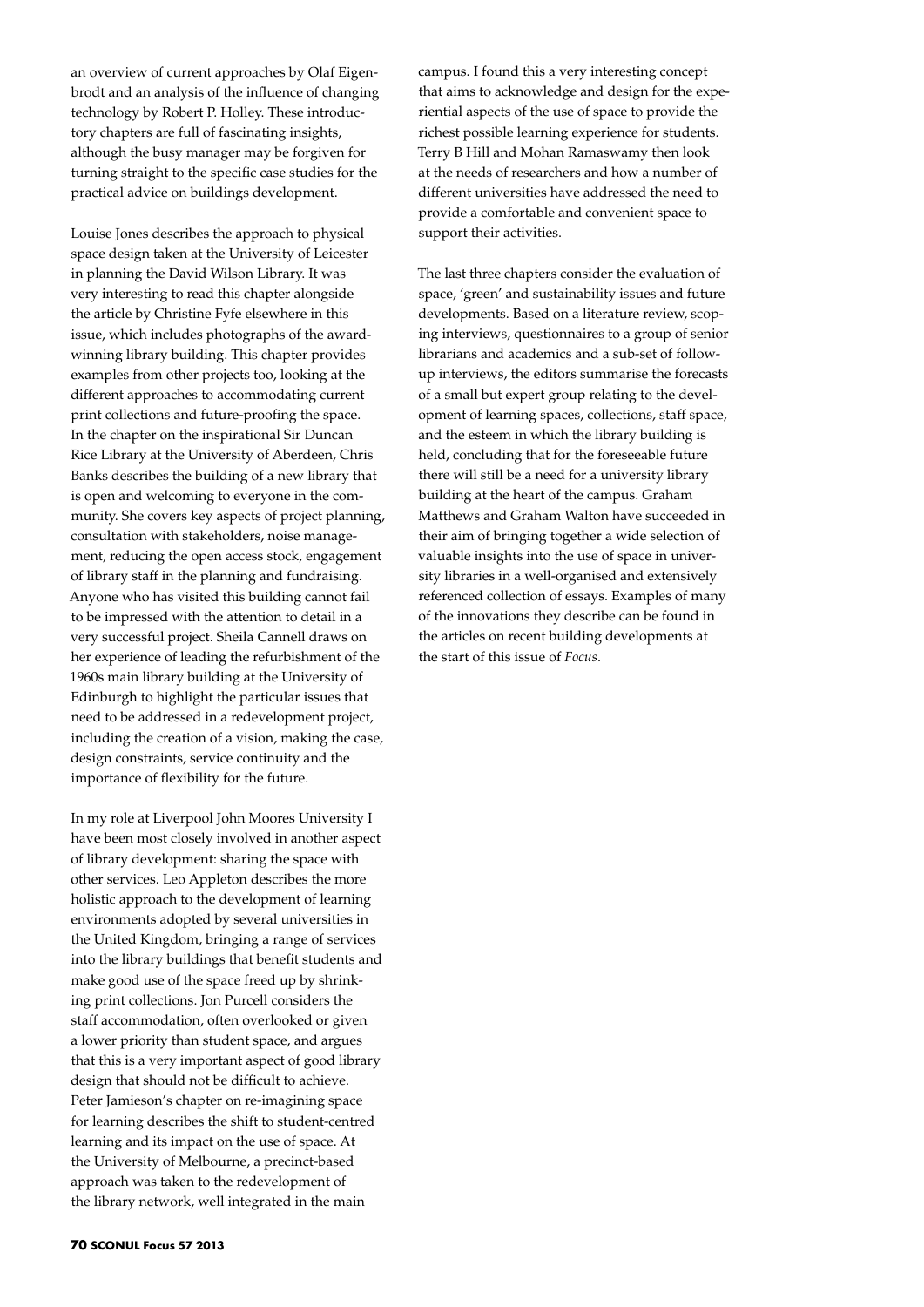an overview of current approaches by Olaf Eigenbrodt and an analysis of the influence of changing technology by Robert P. Holley. These introductory chapters are full of fascinating insights, although the busy manager may be forgiven for turning straight to the specific case studies for the practical advice on buildings development.

Louise Jones describes the approach to physical space design taken at the University of Leicester in planning the David Wilson Library. It was very interesting to read this chapter alongside the article by Christine Fyfe elsewhere in this issue, which includes photographs of the award-winning library building. This chapter provides examples from other projects too, looking at the different approaches to accommodating current print collections and future-proofing the space. In the chapter on the inspirational Sir Duncan Rice Library at the University of Aberdeen, Chris Banks describes the building of a new library that is open and welcoming to everyone in the community. She covers key aspects of project planning, consultation with stakeholders, noise management, reducing the open access stock, engagement of library staff in the planning and fundraising. Anyone who has visited this building cannot fail to be impressed with the attention to detail in a very successful project. Sheila Cannell draws on her experience of leading the refurbishment of the 1960s main library building at the University of Edinburgh to highlight the particular issues that need to be addressed in a redevelopment project, including the creation of a vision, making the case, design constraints, service continuity and the importance of flexibility for the future.

In my role at Liverpool John Moores University I have been most closely involved in another aspect of library development: sharing the space with other services. Leo Appleton describes the more holistic approach to the development of learning environments adopted by several universities in the United Kingdom, bringing a range of services into the library buildings that benefit students and make good use of the space freed up by shrinking print collections. Jon Purcell considers the staff accommodation, often overlooked or given a lower priority than student space, and argues that this is a very important aspect of good library design that should not be difficult to achieve. Peter Jamieson's chapter on re-imagining space for learning describes the shift to student-centred learning and its impact on the use of space. At the University of Melbourne, a precinct-based approach was taken to the redevelopment of the library network, well integrated in the main campus. I found this a very interesting concept that aims to acknowledge and design for the experiential aspects of the use of space to provide the richest possible learning experience for students. Terry B Hill and Mohan Ramaswamy then look at the needs of researchers and how a number of different universities have addressed the need to provide a comfortable and convenient space to support their activities.

The last three chapters consider the evaluation of space, 'green' and sustainability issues and future developments. Based on a literature review, scoping interviews, questionnaires to a group of senior librarians and academics and a sub-set of follow-up interviews, the editors summarise the forecasts of a small but expert group relating to the development of learning spaces, collections, staff space, and the esteem in which the library building is held, concluding that for the foreseeable future there will still be a need for a university library building at the heart of the campus. Graham Matthews and Graham Walton have succeeded in their aim of bringing together a wide selection of valuable insights into the use of space in university libraries in a well-organised and extensively referenced collection of essays. Examples of many of the innovations they describe can be found in the articles on recent building developments at the start of this issue of *Focus*.